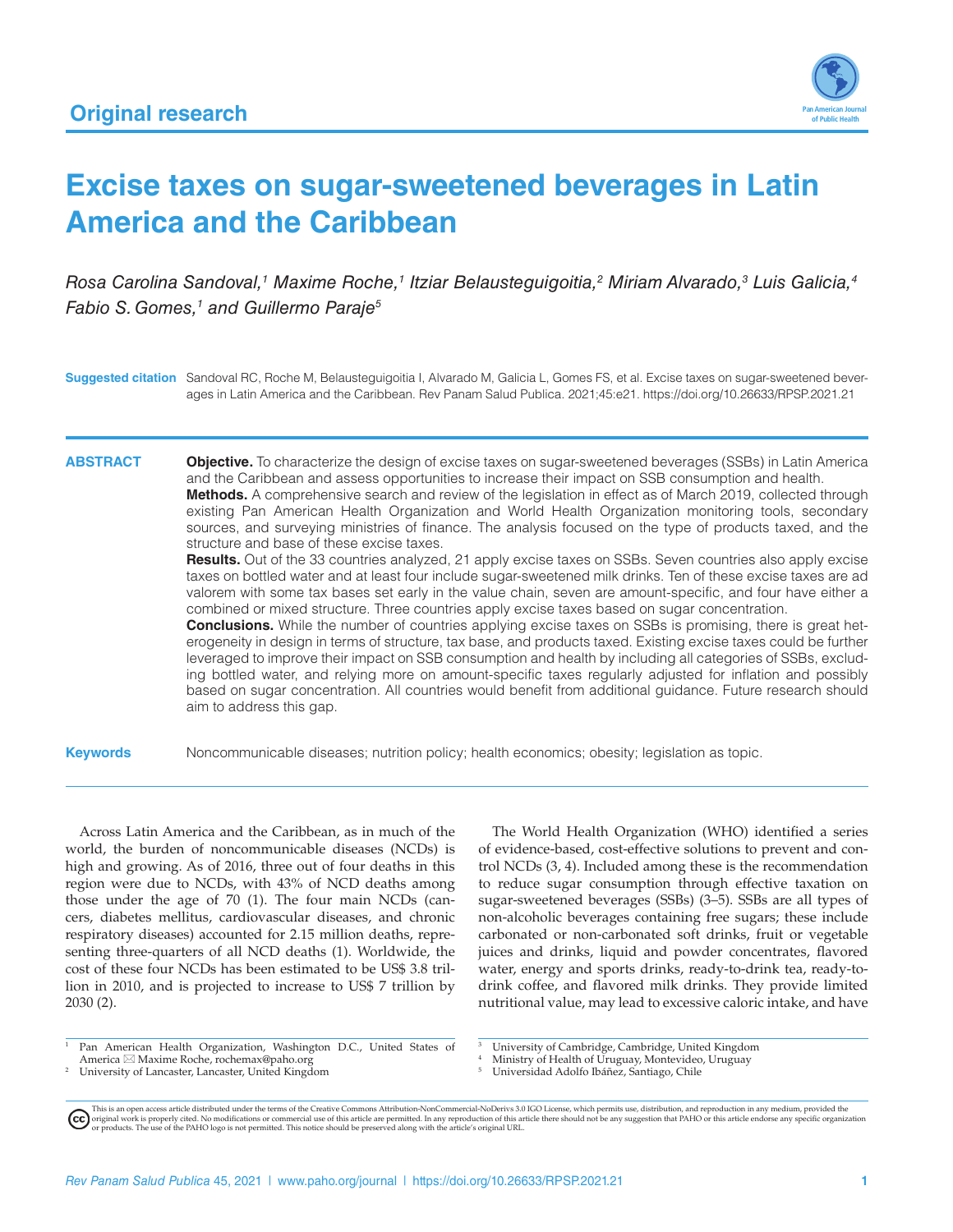Original research

# Excise taxes on sugar-sweetened beverages in Latin America and the Caribbean

*Rosa Carolina Sandoval,[1] Maxime Roche,[1] Itziar Belausteguigoitia,[2] Miriam Alvarado,[3] Luis Galicia,[4] Fabio S. Gomes,[1] and Guillermo Paraje[5]*

**Suggested citation** Sandoval RC, Roche M, Belausteguigoitia I, Alvarado M, Galicia L, Gomes FS, et al. Excise taxes on sugar-sweetened beverages in Latin America and the Caribbean. Rev Panam Salud Publica. 2021;45:e21. https://doi.org/10.26633/RPSP.2021.21

## ABSTRACT

**Objective.** To characterize the design of excise taxes on sugar-sweetened beverages (SSBs) in Latin America and the Caribbean and assess opportunities to increase their impact on SSB consumption and health.

**Methods.** A comprehensive search and review of the legislation in effect as of March 2019, collected through existing Pan American Health Organization and World Health Organization monitoring tools, secondary sources, and surveying ministries of finance. The analysis focused on the type of products taxed, and the structure and base of these excise taxes.

**Results.** Out of the 33 countries analyzed, 21 apply excise taxes on SSBs. Seven countries also apply excise taxes on bottled water and at least four include sugar-sweetened milk drinks. Ten of these excise taxes are ad valorem with some tax bases set early in the value chain, seven are amount-specific, and four have either a combined or mixed structure. Three countries apply excise taxes based on sugar concentration.

**Conclusions.** While the number of countries applying excise taxes on SSBs is promising, there is great heterogeneity in design in terms of structure, tax base, and products taxed. Existing excise taxes could be further leveraged to improve their impact on SSB consumption and health by including all categories of SSBs, excluding bottled water, and relying more on amount-specific taxes regularly adjusted for inflation and possibly based on sugar concentration. All countries would benefit from additional guidance. Future research should aim to address this gap.

**Keywords** Noncommunicable diseases; nutrition policy; health economics; obesity; legislation as topic.

Across Latin America and the Caribbean, as in much of the world, the burden of noncommunicable diseases (NCDs) is high and growing. As of 2016, three out of four deaths in this region were due to NCDs, with 43% of NCD deaths among those under the age of 70 (1). The four main NCDs (cancers, diabetes mellitus, cardiovascular diseases, and chronic respiratory diseases) accounted for 2.15 million deaths, representing three-quarters of all NCD deaths (1). Worldwide, the cost of these four NCDs has been estimated to be US$ 3.8 trillion in 2010, and is projected to increase to US$ 7 trillion by 2030 (2).

The World Health Organization (WHO) identified a series of evidence-based, cost-effective solutions to prevent and control NCDs (3, 4). Included among these is the recommendation to reduce sugar consumption through effective taxation on sugar-sweetened beverages (SSBs) (3–5). SSBs are all types of non-alcoholic beverages containing free sugars; these include carbonated or non-carbonated soft drinks, fruit or vegetable juices and drinks, liquid and powder concentrates, flavored water, energy and sports drinks, ready-to-drink tea, ready-to-drink coffee, and flavored milk drinks. They provide limited nutritional value, may lead to excessive caloric intake, and have

[1] Pan American Health Organization, Washington D.C., United States of America ✉ Maxime Roche, rochemax@paho.org
[2] University of Lancaster, Lancaster, United Kingdom
[3] University of Cambridge, Cambridge, United Kingdom
[4] Ministry of Health of Uruguay, Montevideo, Uruguay
[5] Universidad Adolfo Ibáñez, Santiago, Chile

This is an open access article distributed under the terms of the Creative Commons Attribution-NonCommercial-NoDerivs 3.0 IGO License, which permits use, distribution, and reproduction in any medium, provided the original work is properly cited. No modifications or commercial use of this article are permitted. In any reproduction of this article there should not be any suggestion that PAHO or this article endorse any specific organization or products. The use of the PAHO logo is not permitted. This notice should be preserved along with the article's original URL.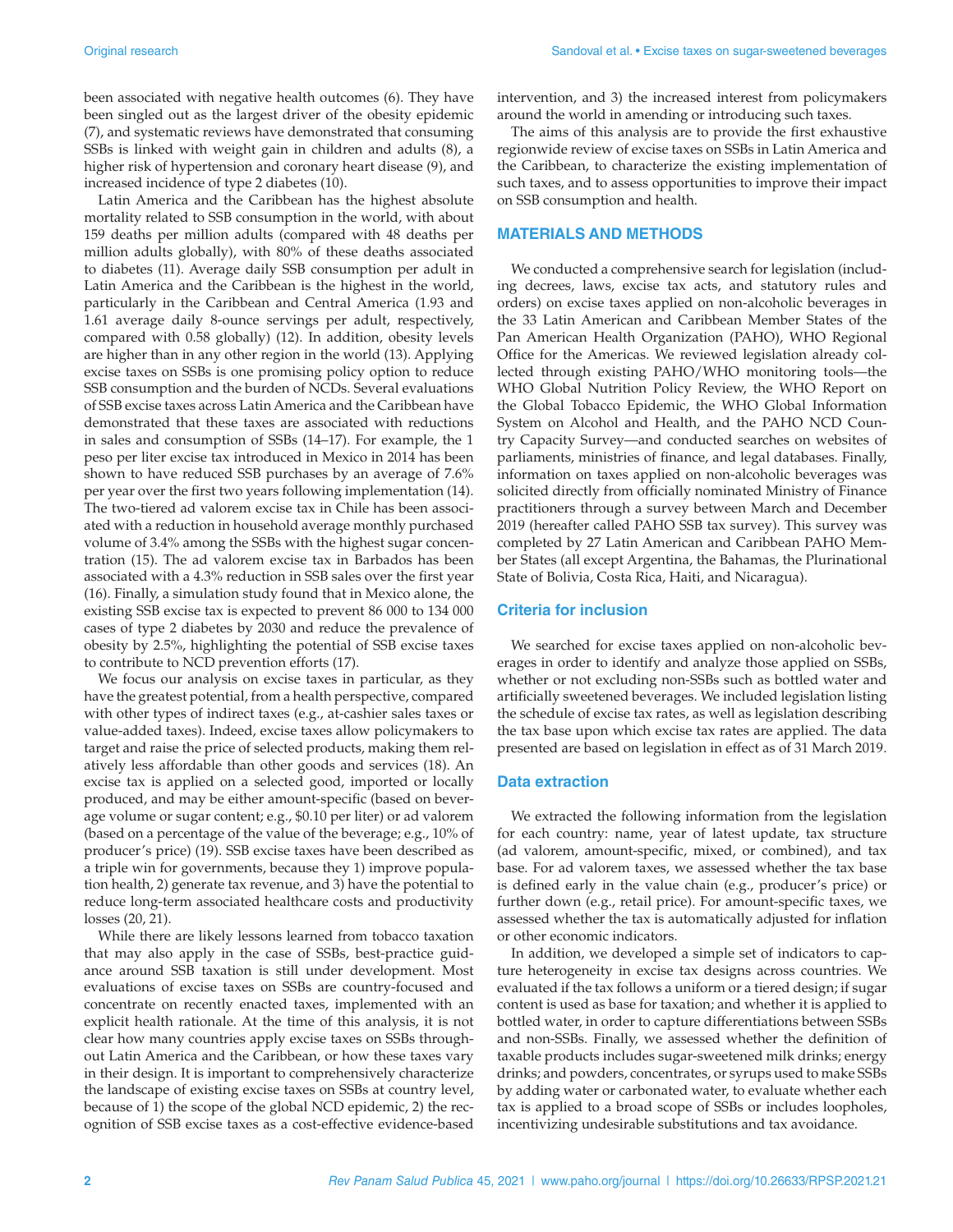been associated with negative health outcomes (6). They have been singled out as the largest driver of the obesity epidemic (7), and systematic reviews have demonstrated that consuming SSBs is linked with weight gain in children and adults (8), a higher risk of hypertension and coronary heart disease (9), and increased incidence of type 2 diabetes (10).

Latin America and the Caribbean has the highest absolute mortality related to SSB consumption in the world, with about 159 deaths per million adults (compared with 48 deaths per million adults globally), with 80% of these deaths associated to diabetes (11). Average daily SSB consumption per adult in Latin America and the Caribbean is the highest in the world, particularly in the Caribbean and Central America (1.93 and 1.61 average daily 8-ounce servings per adult, respectively, compared with 0.58 globally) (12). In addition, obesity levels are higher than in any other region in the world (13). Applying excise taxes on SSBs is one promising policy option to reduce SSB consumption and the burden of NCDs. Several evaluations of SSB excise taxes across Latin America and the Caribbean have demonstrated that these taxes are associated with reductions in sales and consumption of SSBs (14–17). For example, the 1 peso per liter excise tax introduced in Mexico in 2014 has been shown to have reduced SSB purchases by an average of 7.6% per year over the first two years following implementation (14). The two-tiered ad valorem excise tax in Chile has been associated with a reduction in household average monthly purchased volume of 3.4% among the SSBs with the highest sugar concentration (15). The ad valorem excise tax in Barbados has been associated with a 4.3% reduction in SSB sales over the first year (16). Finally, a simulation study found that in Mexico alone, the existing SSB excise tax is expected to prevent 86 000 to 134 000 cases of type 2 diabetes by 2030 and reduce the prevalence of obesity by 2.5%, highlighting the potential of SSB excise taxes to contribute to NCD prevention efforts (17).

We focus our analysis on excise taxes in particular, as they have the greatest potential, from a health perspective, compared with other types of indirect taxes (e.g., at-cashier sales taxes or value-added taxes). Indeed, excise taxes allow policymakers to target and raise the price of selected products, making them relatively less affordable than other goods and services (18). An excise tax is applied on a selected good, imported or locally produced, and may be either amount-specific (based on beverage volume or sugar content; e.g., $0.10 per liter) or ad valorem (based on a percentage of the value of the beverage; e.g., 10% of producer's price) (19). SSB excise taxes have been described as a triple win for governments, because they 1) improve population health, 2) generate tax revenue, and 3) have the potential to reduce long-term associated healthcare costs and productivity losses (20, 21).

While there are likely lessons learned from tobacco taxation that may also apply in the case of SSBs, best-practice guidance around SSB taxation is still under development. Most evaluations of excise taxes on SSBs are country-focused and concentrate on recently enacted taxes, implemented with an explicit health rationale. At the time of this analysis, it is not clear how many countries apply excise taxes on SSBs throughout Latin America and the Caribbean, or how these taxes vary in their design. It is important to comprehensively characterize the landscape of existing excise taxes on SSBs at country level, because of 1) the scope of the global NCD epidemic, 2) the recognition of SSB excise taxes as a cost-effective evidence-based intervention, and 3) the increased interest from policymakers around the world in amending or introducing such taxes.

The aims of this analysis are to provide the first exhaustive regionwide review of excise taxes on SSBs in Latin America and the Caribbean, to characterize the existing implementation of such taxes, and to assess opportunities to improve their impact on SSB consumption and health.

## MATERIALS AND METHODS

We conducted a comprehensive search for legislation (including decrees, laws, excise tax acts, and statutory rules and orders) on excise taxes applied on non-alcoholic beverages in the 33 Latin American and Caribbean Member States of the Pan American Health Organization (PAHO), WHO Regional Office for the Americas. We reviewed legislation already collected through existing PAHO/WHO monitoring tools—the WHO Global Nutrition Policy Review, the WHO Report on the Global Tobacco Epidemic, the WHO Global Information System on Alcohol and Health, and the PAHO NCD Country Capacity Survey—and conducted searches on websites of parliaments, ministries of finance, and legal databases. Finally, information on taxes applied on non-alcoholic beverages was solicited directly from officially nominated Ministry of Finance practitioners through a survey between March and December 2019 (hereafter called PAHO SSB tax survey). This survey was completed by 27 Latin American and Caribbean PAHO Member States (all except Argentina, the Bahamas, the Plurinational State of Bolivia, Costa Rica, Haiti, and Nicaragua).

### Criteria for inclusion

We searched for excise taxes applied on non-alcoholic beverages in order to identify and analyze those applied on SSBs, whether or not excluding non-SSBs such as bottled water and artificially sweetened beverages. We included legislation listing the schedule of excise tax rates, as well as legislation describing the tax base upon which excise tax rates are applied. The data presented are based on legislation in effect as of 31 March 2019.

### Data extraction

We extracted the following information from the legislation for each country: name, year of latest update, tax structure (ad valorem, amount-specific, mixed, or combined), and tax base. For ad valorem taxes, we assessed whether the tax base is defined early in the value chain (e.g., producer's price) or further down (e.g., retail price). For amount-specific taxes, we assessed whether the tax is automatically adjusted for inflation or other economic indicators.

In addition, we developed a simple set of indicators to capture heterogeneity in excise tax designs across countries. We evaluated if the tax follows a uniform or a tiered design; if sugar content is used as base for taxation; and whether it is applied to bottled water, in order to capture differentiations between SSBs and non-SSBs. Finally, we assessed whether the definition of taxable products includes sugar-sweetened milk drinks; energy drinks; and powders, concentrates, or syrups used to make SSBs by adding water or carbonated water, to evaluate whether each tax is applied to a broad scope of SSBs or includes loopholes, incentivizing undesirable substitutions and tax avoidance.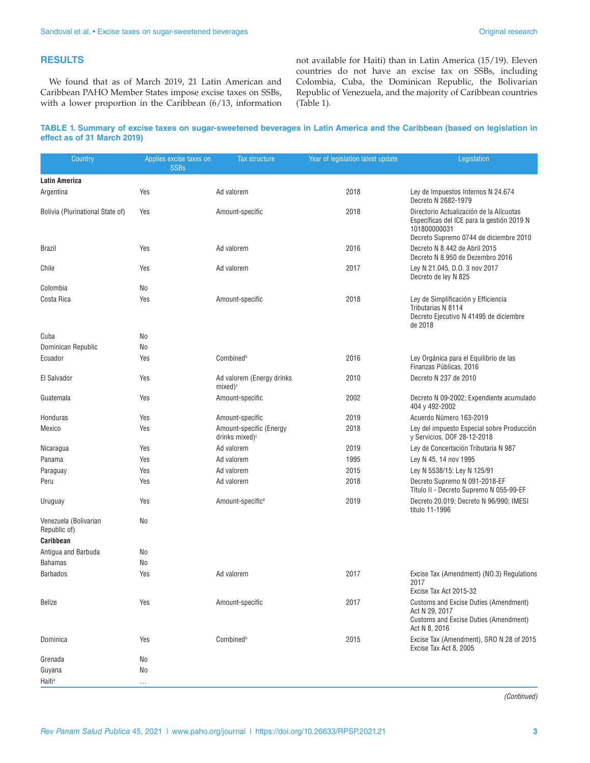## RESULTS

We found that as of March 2019, 21 Latin American and Caribbean PAHO Member States impose excise taxes on SSBs, with a lower proportion in the Caribbean (6/13, information not available for Haiti) than in Latin America (15/19). Eleven countries do not have an excise tax on SSBs, including Colombia, Cuba, the Dominican Republic, the Bolivarian Republic of Venezuela, and the majority of Caribbean countries (Table 1).

**TABLE 1. Summary of excise taxes on sugar-sweetened beverages in Latin America and the Caribbean (based on legislation in effect as of 31 March 2019)**

| Country | Applies excise taxes on SSBs | Tax structure | Year of legislation latest update | Legislation |
|---|---|---|---|---|
| **Latin America** | | | | |
| Argentina | Yes | Ad valorem | 2018 | Ley de Impuestos Internos N 24.674<br>Decreto N 2682-1979 |
| Bolivia (Plurinational State of) | Yes | Amount-specific | 2018 | Directorio Actualización de la Alícuotas Específicas del ICE para la gestión 2019 N 101800000031<br>Decreto Supremo 0744 de diciembre 2010 |
| Brazil | Yes | Ad valorem | 2016 | Decreto N 8.442 de Abril 2015<br>Decreto N 8.950 de Dezembro 2016 |
| Chile | Yes | Ad valorem | 2017 | Ley N 21.045, D.O. 3 nov 2017<br>Decreto de ley N 825 |
| Colombia | No | | | |
| Costa Rica | Yes | Amount-specific | 2018 | Ley de Simplificación y Efficiencia Tributarias N 8114<br>Decreto Ejecutivo N 41495 de diciembre de 2018 |
| Cuba | No | | | |
| Dominican Republic | No | | | |
| Ecuador | Yes | Combined[b] | 2016 | Ley Orgánica para el Equilibrio de las Finanzas Públicas, 2016 |
| El Salvador | Yes | Ad valorem (Energy drinks mixed)[c] | 2010 | Decreto N 237 de 2010 |
| Guatemala | Yes | Amount-specific | 2002 | Decreto N 09-2002; Expendiente acumulado 404 y 492-2002 |
| Honduras | Yes | Amount-specific | 2019 | Acuerdo Número 163-2019 |
| Mexico | Yes | Amount-specific (Energy drinks mixed)[c] | 2018 | Ley del impuesto Especial sobre Producción y Servicios, DOF 28-12-2018 |
| Nicaragua | Yes | Ad valorem | 2019 | Ley de Concertación Tributaria N 987 |
| Panama | Yes | Ad valorem | 1995 | Ley N 45, 14 nov 1995 |
| Paraguay | Yes | Ad valorem | 2015 | Ley N 5538/15; Ley N 125/91 |
| Peru | Yes | Ad valorem | 2018 | Decreto Supremo N 091-2018-EF<br>Titulo II - Decreto Supremo N 055-99-EF |
| Uruguay | Yes | Amount-specific[d] | 2019 | Decreto 20.019; Decreto N 96/990; IMESI titulo 11-1996 |
| Venezuela (Bolivarian Republic of) | No | | | |
| **Caribbean** | | | | |
| Antigua and Barbuda | No | | | |
| Bahamas | No | | | |
| Barbados | Yes | Ad valorem | 2017 | Excise Tax (Amendment) (NO.3) Regulations 2017<br>Excise Tax Act 2015-32 |
| Belize | Yes | Amount-specific | 2017 | Customs and Excise Duties (Amendment) Act N 29, 2017<br>Customs and Excise Duties (Amendment) Act N 8, 2016 |
| Dominica | Yes | Combined[b] | 2015 | Excise Tax (Amendment), SRO N 28 of 2015<br>Excise Tax Act 8, 2005 |
| Grenada | No | | | |
| Guyana | No | | | |
| Haiti[a] | … | | | |

*(Continued)*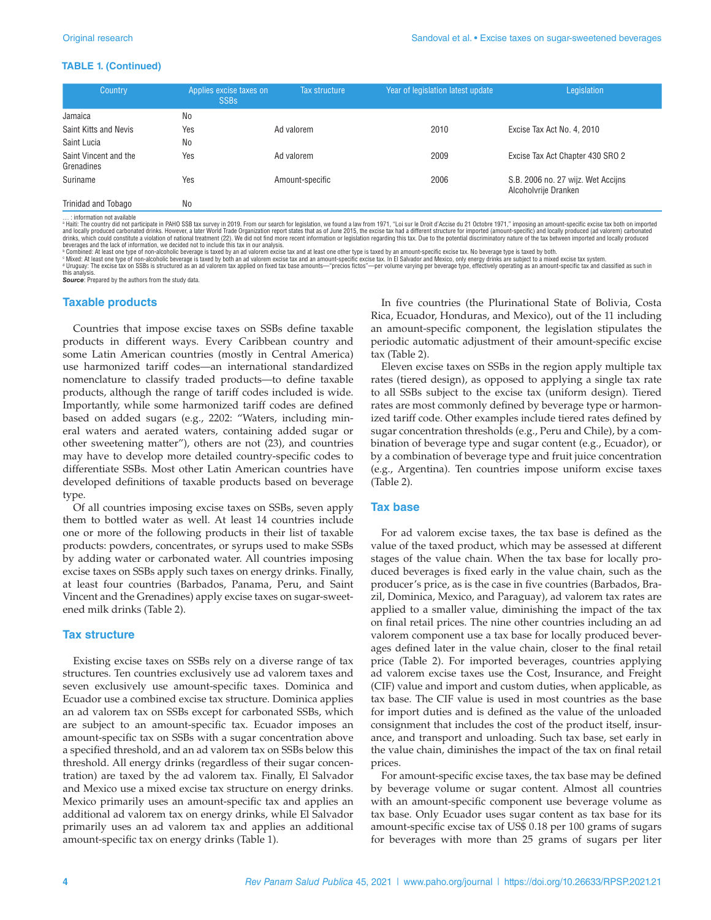**TABLE 1. (Continued)**

| Country | Applies excise taxes on SSBs | Tax structure | Year of legislation latest update | Legislation |
| --- | --- | --- | --- | --- |
| Jamaica | No | | | |
| Saint Kitts and Nevis | Yes | Ad valorem | 2010 | Excise Tax Act No. 4, 2010 |
| Saint Lucia | No | | | |
| Saint Vincent and the Grenadines | Yes | Ad valorem | 2009 | Excise Tax Act Chapter 430 SRO 2 |
| Suriname | Yes | Amount-specific | 2006 | S.B. 2006 no. 27 wijz. Wet Accijns Alcoholvrije Dranken |
| Trinidad and Tobago | No | | | |

… : information not available

[a] Haiti: The country did not participate in PAHO SSB tax survey in 2019. From our search for legislation, we found a law from 1971, "Loi sur le Droit d'Accise du 21 Octobre 1971," imposing an amount-specific excise tax both on imported and locally produced carbonated drinks. However, a later World Trade Organization report states that as of June 2015, the excise tax had a different structure for imported (amount-specific) and locally produced (ad valorem) carbonated drinks, which could constitute a violation of national treatment (22). We did not find more recent information or legislation regarding this tax. Due to the potential discriminatory nature of the tax between imported and locally produced beverages and the lack of information, we decided not to include this tax in our analysis.

[b] Combined: At least one type of non-alcoholic beverage is taxed by an ad valorem excise tax and at least one other type is taxed by an amount-specific excise tax. No beverage type is taxed by both.

[c] Mixed: At least one type of non-alcoholic beverage is taxed by both an ad valorem excise tax and an amount-specific excise tax. In El Salvador and Mexico, only energy drinks are subject to a mixed excise tax system.

[d] Uruguay: The excise tax on SSBs is structured as an ad valorem tax applied on fixed tax base amounts—"precios fictos"—per volume varying per beverage type, effectively operating as an amount-specific tax and classified as such in this analysis.

***Source***: Prepared by the authors from the study data.

## Taxable products

Countries that impose excise taxes on SSBs define taxable products in different ways. Every Caribbean country and some Latin American countries (mostly in Central America) use harmonized tariff codes—an international standardized nomenclature to classify traded products—to define taxable products, although the range of tariff codes included is wide. Importantly, while some harmonized tariff codes are defined based on added sugars (e.g., 2202: "Waters, including mineral waters and aerated waters, containing added sugar or other sweetening matter"), others are not (23), and countries may have to develop more detailed country-specific codes to differentiate SSBs. Most other Latin American countries have developed definitions of taxable products based on beverage type.

Of all countries imposing excise taxes on SSBs, seven apply them to bottled water as well. At least 14 countries include one or more of the following products in their list of taxable products: powders, concentrates, or syrups used to make SSBs by adding water or carbonated water. All countries imposing excise taxes on SSBs apply such taxes on energy drinks. Finally, at least four countries (Barbados, Panama, Peru, and Saint Vincent and the Grenadines) apply excise taxes on sugar-sweetened milk drinks (Table 2).

## Tax structure

Existing excise taxes on SSBs rely on a diverse range of tax structures. Ten countries exclusively use ad valorem taxes and seven exclusively use amount-specific taxes. Dominica and Ecuador use a combined excise tax structure. Dominica applies an ad valorem tax on SSBs except for carbonated SSBs, which are subject to an amount-specific tax. Ecuador imposes an amount-specific tax on SSBs with a sugar concentration above a specified threshold, and an ad valorem tax on SSBs below this threshold. All energy drinks (regardless of their sugar concentration) are taxed by the ad valorem tax. Finally, El Salvador and Mexico use a mixed excise tax structure on energy drinks. Mexico primarily uses an amount-specific tax and applies an additional ad valorem tax on energy drinks, while El Salvador primarily uses an ad valorem tax and applies an additional amount-specific tax on energy drinks (Table 1).

In five countries (the Plurinational State of Bolivia, Costa Rica, Ecuador, Honduras, and Mexico), out of the 11 including an amount-specific component, the legislation stipulates the periodic automatic adjustment of their amount-specific excise tax (Table 2).

Eleven excise taxes on SSBs in the region apply multiple tax rates (tiered design), as opposed to applying a single tax rate to all SSBs subject to the excise tax (uniform design). Tiered rates are most commonly defined by beverage type or harmonized tariff code. Other examples include tiered rates defined by sugar concentration thresholds (e.g., Peru and Chile), by a combination of beverage type and sugar content (e.g., Ecuador), or by a combination of beverage type and fruit juice concentration (e.g., Argentina). Ten countries impose uniform excise taxes (Table 2).

## Tax base

For ad valorem excise taxes, the tax base is defined as the value of the taxed product, which may be assessed at different stages of the value chain. When the tax base for locally produced beverages is fixed early in the value chain, such as the producer's price, as is the case in five countries (Barbados, Brazil, Dominica, Mexico, and Paraguay), ad valorem tax rates are applied to a smaller value, diminishing the impact of the tax on final retail prices. The nine other countries including an ad valorem component use a tax base for locally produced beverages defined later in the value chain, closer to the final retail price (Table 2). For imported beverages, countries applying ad valorem excise taxes use the Cost, Insurance, and Freight (CIF) value and import and custom duties, when applicable, as tax base. The CIF value is used in most countries as the base for import duties and is defined as the value of the unloaded consignment that includes the cost of the product itself, insurance, and transport and unloading. Such tax base, set early in the value chain, diminishes the impact of the tax on final retail prices.

For amount-specific excise taxes, the tax base may be defined by beverage volume or sugar content. Almost all countries with an amount-specific component use beverage volume as tax base. Only Ecuador uses sugar content as tax base for its amount-specific excise tax of US$ 0.18 per 100 grams of sugars for beverages with more than 25 grams of sugars per liter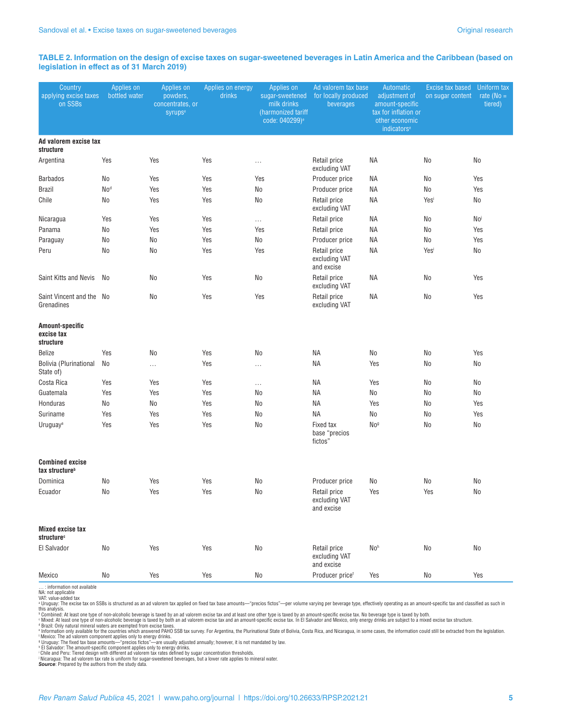**TABLE 2. Information on the design of excise taxes on sugar-sweetened beverages in Latin America and the Caribbean (based on legislation in effect as of 31 March 2019)**

| Country applying excise taxes on SSBs | Applies on bottled water | Applies on powders, concentrates, or syrups[e] | Applies on energy drinks | Applies on sugar-sweetened milk drinks (harmonized tariff code: 040299)[e] | Ad valorem tax base for locally produced beverages | Automatic adjustment of amount-specific tax for inflation or other economic indicators[e] | Excise tax based on sugar content | Uniform tax rate (No = tiered) |
|---|---|---|---|---|---|---|---|---|
| **Ad valorem excise tax structure** | | | | | | | | |
| Argentina | Yes | Yes | Yes | … | Retail price excluding VAT | NA | No | No |
| Barbados | No | Yes | Yes | Yes | Producer price | NA | No | Yes |
| Brazil | No[d] | Yes | Yes | No | Producer price | NA | No | Yes |
| Chile | No | Yes | Yes | No | Retail price excluding VAT | NA | Yes[i] | No |
| Nicaragua | Yes | Yes | Yes | … | Retail price | NA | No | No[j] |
| Panama | No | Yes | Yes | Yes | Retail price | NA | No | Yes |
| Paraguay | No | No | Yes | No | Producer price | NA | No | Yes |
| Peru | No | No | Yes | Yes | Retail price excluding VAT and excise | NA | Yes[i] | No |
| Saint Kitts and Nevis | No | No | Yes | No | Retail price excluding VAT | NA | No | Yes |
| Saint Vincent and the Grenadines | No | No | Yes | Yes | Retail price excluding VAT | NA | No | Yes |
| **Amount-specific excise tax structure** | | | | | | | | |
| Belize | Yes | No | Yes | No | NA | No | No | Yes |
| Bolivia (Plurinational State of) | No | … | Yes | … | NA | Yes | No | No |
| Costa Rica | Yes | Yes | Yes | … | NA | Yes | No | No |
| Guatemala | Yes | Yes | Yes | No | NA | No | No | No |
| Honduras | No | No | Yes | No | NA | Yes | No | Yes |
| Suriname | Yes | Yes | Yes | No | NA | No | No | Yes |
| Uruguay[a] | Yes | Yes | Yes | No | Fixed tax base "precios fictos" | No[g] | No | No |
| **Combined excise tax structure[b]** | | | | | | | | |
| Dominica | No | Yes | Yes | No | Producer price | No | No | No |
| Ecuador | No | Yes | Yes | No | Retail price excluding VAT and excise | Yes | Yes | No |
| **Mixed excise tax structure[c]** | | | | | | | | |
| El Salvador | No | Yes | Yes | No | Retail price excluding VAT and excise | No[h] | No | No |
| Mexico | No | Yes | Yes | No | Producer price[f] | Yes | No | Yes |

… : information not available
NA: not applicable
VAT: value-added tax
[a] Uruguay: The excise tax on SSBs is structured as an ad valorem tax applied on fixed tax base amounts—"precios fictos"—per volume varying per beverage type, effectively operating as an amount-specific tax and classified as such in this analysis.
[b] Combined: At least one type of non-alcoholic beverage is taxed by an ad valorem excise tax and at least one other type is taxed by an amount-specific excise tax. No beverage type is taxed by both.
[c] Mixed: At least one type of non-alcoholic beverage is taxed by both an ad valorem excise tax and an amount-specific excise tax. In El Salvador and Mexico, only energy drinks are subject to a mixed excise tax structure.
[d] Brazil: Only natural mineral waters are exempted from excise taxes.
[e] Information only available for the countries which answered PAHO SSB tax survey. For Argentina, the Plurinational State of Bolivia, Costa Rica, and Nicaragua, in some cases, the information could still be extracted from the legislation.
[f] Mexico: The ad valorem component applies only to energy drinks.
[g] Uruguay: The fixed tax base amounts—"precios fictos"—are usually adjusted annually; however, it is not mandated by law.
[h] El Salvador: The amount-specific component applies only to energy drinks.
[i] Chile and Peru: Tiered design with different ad valorem tax rates defined by sugar concentration thresholds.
[j] Nicaragua: The ad valorem tax rate is uniform for sugar-sweetened beverages, but a lower rate applies to mineral water.
***Source***: Prepared by the authors from the study data.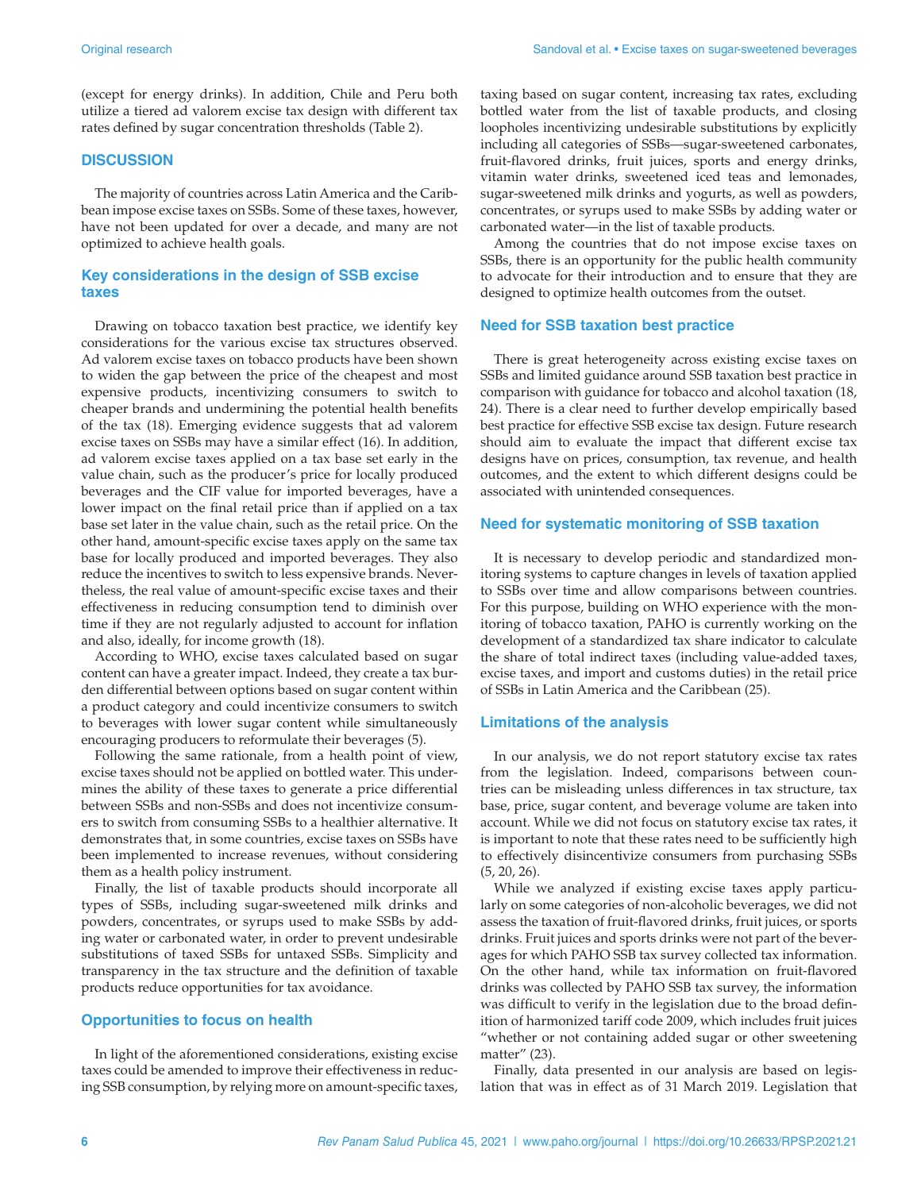(except for energy drinks). In addition, Chile and Peru both utilize a tiered ad valorem excise tax design with different tax rates defined by sugar concentration thresholds (Table 2).

## DISCUSSION

The majority of countries across Latin America and the Caribbean impose excise taxes on SSBs. Some of these taxes, however, have not been updated for over a decade, and many are not optimized to achieve health goals.

### Key considerations in the design of SSB excise taxes

Drawing on tobacco taxation best practice, we identify key considerations for the various excise tax structures observed. Ad valorem excise taxes on tobacco products have been shown to widen the gap between the price of the cheapest and most expensive products, incentivizing consumers to switch to cheaper brands and undermining the potential health benefits of the tax (18). Emerging evidence suggests that ad valorem excise taxes on SSBs may have a similar effect (16). In addition, ad valorem excise taxes applied on a tax base set early in the value chain, such as the producer's price for locally produced beverages and the CIF value for imported beverages, have a lower impact on the final retail price than if applied on a tax base set later in the value chain, such as the retail price. On the other hand, amount-specific excise taxes apply on the same tax base for locally produced and imported beverages. They also reduce the incentives to switch to less expensive brands. Nevertheless, the real value of amount-specific excise taxes and their effectiveness in reducing consumption tend to diminish over time if they are not regularly adjusted to account for inflation and also, ideally, for income growth (18).

According to WHO, excise taxes calculated based on sugar content can have a greater impact. Indeed, they create a tax burden differential between options based on sugar content within a product category and could incentivize consumers to switch to beverages with lower sugar content while simultaneously encouraging producers to reformulate their beverages (5).

Following the same rationale, from a health point of view, excise taxes should not be applied on bottled water. This undermines the ability of these taxes to generate a price differential between SSBs and non-SSBs and does not incentivize consumers to switch from consuming SSBs to a healthier alternative. It demonstrates that, in some countries, excise taxes on SSBs have been implemented to increase revenues, without considering them as a health policy instrument.

Finally, the list of taxable products should incorporate all types of SSBs, including sugar-sweetened milk drinks and powders, concentrates, or syrups used to make SSBs by adding water or carbonated water, in order to prevent undesirable substitutions of taxed SSBs for untaxed SSBs. Simplicity and transparency in the tax structure and the definition of taxable products reduce opportunities for tax avoidance.

### Opportunities to focus on health

In light of the aforementioned considerations, existing excise taxes could be amended to improve their effectiveness in reducing SSB consumption, by relying more on amount-specific taxes, taxing based on sugar content, increasing tax rates, excluding bottled water from the list of taxable products, and closing loopholes incentivizing undesirable substitutions by explicitly including all categories of SSBs—sugar-sweetened carbonates, fruit-flavored drinks, fruit juices, sports and energy drinks, vitamin water drinks, sweetened iced teas and lemonades, sugar-sweetened milk drinks and yogurts, as well as powders, concentrates, or syrups used to make SSBs by adding water or carbonated water—in the list of taxable products.

Among the countries that do not impose excise taxes on SSBs, there is an opportunity for the public health community to advocate for their introduction and to ensure that they are designed to optimize health outcomes from the outset.

### Need for SSB taxation best practice

There is great heterogeneity across existing excise taxes on SSBs and limited guidance around SSB taxation best practice in comparison with guidance for tobacco and alcohol taxation (18, 24). There is a clear need to further develop empirically based best practice for effective SSB excise tax design. Future research should aim to evaluate the impact that different excise tax designs have on prices, consumption, tax revenue, and health outcomes, and the extent to which different designs could be associated with unintended consequences.

### Need for systematic monitoring of SSB taxation

It is necessary to develop periodic and standardized monitoring systems to capture changes in levels of taxation applied to SSBs over time and allow comparisons between countries. For this purpose, building on WHO experience with the monitoring of tobacco taxation, PAHO is currently working on the development of a standardized tax share indicator to calculate the share of total indirect taxes (including value-added taxes, excise taxes, and import and customs duties) in the retail price of SSBs in Latin America and the Caribbean (25).

### Limitations of the analysis

In our analysis, we do not report statutory excise tax rates from the legislation. Indeed, comparisons between countries can be misleading unless differences in tax structure, tax base, price, sugar content, and beverage volume are taken into account. While we did not focus on statutory excise tax rates, it is important to note that these rates need to be sufficiently high to effectively disincentivize consumers from purchasing SSBs (5, 20, 26).

While we analyzed if existing excise taxes apply particularly on some categories of non-alcoholic beverages, we did not assess the taxation of fruit-flavored drinks, fruit juices, or sports drinks. Fruit juices and sports drinks were not part of the beverages for which PAHO SSB tax survey collected tax information. On the other hand, while tax information on fruit-flavored drinks was collected by PAHO SSB tax survey, the information was difficult to verify in the legislation due to the broad definition of harmonized tariff code 2009, which includes fruit juices "whether or not containing added sugar or other sweetening matter" (23).

Finally, data presented in our analysis are based on legislation that was in effect as of 31 March 2019. Legislation that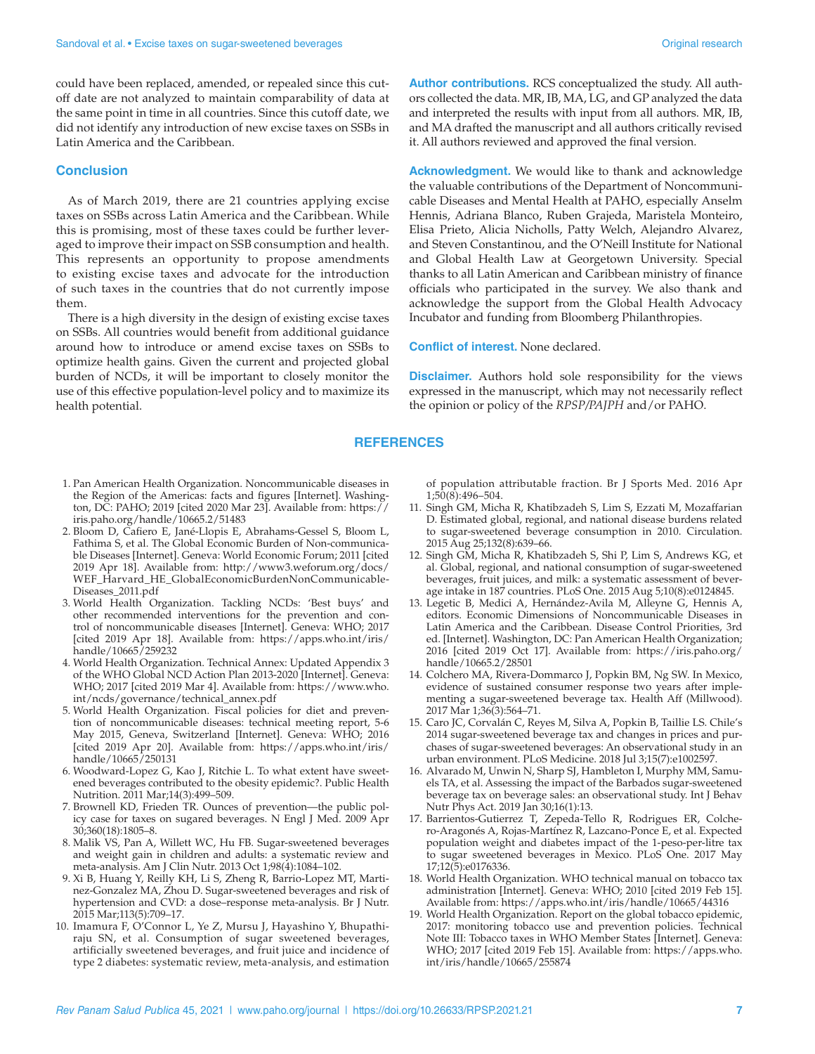could have been replaced, amended, or repealed since this cutoff date are not analyzed to maintain comparability of data at the same point in time in all countries. Since this cutoff date, we did not identify any introduction of new excise taxes on SSBs in Latin America and the Caribbean.

## Conclusion

As of March 2019, there are 21 countries applying excise taxes on SSBs across Latin America and the Caribbean. While this is promising, most of these taxes could be further leveraged to improve their impact on SSB consumption and health. This represents an opportunity to propose amendments to existing excise taxes and advocate for the introduction of such taxes in the countries that do not currently impose them.

There is a high diversity in the design of existing excise taxes on SSBs. All countries would benefit from additional guidance around how to introduce or amend excise taxes on SSBs to optimize health gains. Given the current and projected global burden of NCDs, it will be important to closely monitor the use of this effective population-level policy and to maximize its health potential.

**Author contributions.** RCS conceptualized the study. All authors collected the data. MR, IB, MA, LG, and GP analyzed the data and interpreted the results with input from all authors. MR, IB, and MA drafted the manuscript and all authors critically revised it. All authors reviewed and approved the final version.

**Acknowledgment.** We would like to thank and acknowledge the valuable contributions of the Department of Noncommunicable Diseases and Mental Health at PAHO, especially Anselm Hennis, Adriana Blanco, Ruben Grajeda, Maristela Monteiro, Elisa Prieto, Alicia Nicholls, Patty Welch, Alejandro Alvarez, and Steven Constantinou, and the O'Neill Institute for National and Global Health Law at Georgetown University. Special thanks to all Latin American and Caribbean ministry of finance officials who participated in the survey. We also thank and acknowledge the support from the Global Health Advocacy Incubator and funding from Bloomberg Philanthropies.

**Conflict of interest.** None declared.

**Disclaimer.** Authors hold sole responsibility for the views expressed in the manuscript, which may not necessarily reflect the opinion or policy of the *RPSP/PAJPH* and/or PAHO.

## REFERENCES

1. Pan American Health Organization. Noncommunicable diseases in the Region of the Americas: facts and figures [Internet]. Washington, DC: PAHO; 2019 [cited 2020 Mar 23]. Available from: https://iris.paho.org/handle/10665.2/51483
2. Bloom D, Cafiero E, Jané-Llopis E, Abrahams-Gessel S, Bloom L, Fathima S, et al. The Global Economic Burden of Non-communicable Diseases [Internet]. Geneva: World Economic Forum; 2011 [cited 2019 Apr 18]. Available from: http://www3.weforum.org/docs/WEF_Harvard_HE_GlobalEconomicBurdenNonCommunicableDiseases_2011.pdf
3. World Health Organization. Tackling NCDs: 'Best buys' and other recommended interventions for the prevention and control of noncommunicable diseases [Internet]. Geneva: WHO; 2017 [cited 2019 Apr 18]. Available from: https://apps.who.int/iris/handle/10665/259232
4. World Health Organization. Technical Annex: Updated Appendix 3 of the WHO Global NCD Action Plan 2013-2020 [Internet]. Geneva: WHO; 2017 [cited 2019 Mar 4]. Available from: https://www.who.int/ncds/governance/technical_annex.pdf
5. World Health Organization. Fiscal policies for diet and prevention of noncommunicable diseases: technical meeting report, 5-6 May 2015, Geneva, Switzerland [Internet]. Geneva: WHO; 2016 [cited 2019 Apr 20]. Available from: https://apps.who.int/iris/handle/10665/250131
6. Woodward-Lopez G, Kao J, Ritchie L. To what extent have sweetened beverages contributed to the obesity epidemic?. Public Health Nutrition. 2011 Mar;14(3):499–509.
7. Brownell KD, Frieden TR. Ounces of prevention—the public policy case for taxes on sugared beverages. N Engl J Med. 2009 Apr 30;360(18):1805–8.
8. Malik VS, Pan A, Willett WC, Hu FB. Sugar-sweetened beverages and weight gain in children and adults: a systematic review and meta-analysis. Am J Clin Nutr. 2013 Oct 1;98(4):1084–102.
9. Xi B, Huang Y, Reilly KH, Li S, Zheng R, Barrio-Lopez MT, Martinez-Gonzalez MA, Zhou D. Sugar-sweetened beverages and risk of hypertension and CVD: a dose–response meta-analysis. Br J Nutr. 2015 Mar;113(5):709–17.
10. Imamura F, O'Connor L, Ye Z, Mursu J, Hayashino Y, Bhupathiraju SN, et al. Consumption of sugar sweetened beverages, artificially sweetened beverages, and fruit juice and incidence of type 2 diabetes: systematic review, meta-analysis, and estimation of population attributable fraction. Br J Sports Med. 2016 Apr 1;50(8):496–504.
11. Singh GM, Micha R, Khatibzadeh S, Lim S, Ezzati M, Mozaffarian D. Estimated global, regional, and national disease burdens related to sugar-sweetened beverage consumption in 2010. Circulation. 2015 Aug 25;132(8):639–66.
12. Singh GM, Micha R, Khatibzadeh S, Shi P, Lim S, Andrews KG, et al. Global, regional, and national consumption of sugar-sweetened beverages, fruit juices, and milk: a systematic assessment of beverage intake in 187 countries. PLoS One. 2015 Aug 5;10(8):e0124845.
13. Legetic B, Medici A, Hernández-Avila M, Alleyne G, Hennis A, editors. Economic Dimensions of Noncommunicable Diseases in Latin America and the Caribbean. Disease Control Priorities, 3rd ed. [Internet]. Washington, DC: Pan American Health Organization; 2016 [cited 2019 Oct 17]. Available from: https://iris.paho.org/handle/10665.2/28501
14. Colchero MA, Rivera-Dommarco J, Popkin BM, Ng SW. In Mexico, evidence of sustained consumer response two years after implementing a sugar-sweetened beverage tax. Health Aff (Millwood). 2017 Mar 1;36(3):564–71.
15. Caro JC, Corvalán C, Reyes M, Silva A, Popkin B, Taillie LS. Chile's 2014 sugar-sweetened beverage tax and changes in prices and purchases of sugar-sweetened beverages: An observational study in an urban environment. PLoS Medicine. 2018 Jul 3;15(7):e1002597.
16. Alvarado M, Unwin N, Sharp SJ, Hambleton I, Murphy MM, Samuels TA, et al. Assessing the impact of the Barbados sugar-sweetened beverage tax on beverage sales: an observational study. Int J Behav Nutr Phys Act. 2019 Jan 30;16(1):13.
17. Barrientos-Gutierrez T, Zepeda-Tello R, Rodrigues ER, Colchero-Aragonés A, Rojas-Martínez R, Lazcano-Ponce E, et al. Expected population weight and diabetes impact of the 1-peso-per-litre tax to sugar sweetened beverages in Mexico. PLoS One. 2017 May 17;12(5):e0176336.
18. World Health Organization. WHO technical manual on tobacco tax administration [Internet]. Geneva: WHO; 2010 [cited 2019 Feb 15]. Available from: https://apps.who.int/iris/handle/10665/44316
19. World Health Organization. Report on the global tobacco epidemic, 2017: monitoring tobacco use and prevention policies. Technical Note III: Tobacco taxes in WHO Member States [Internet]. Geneva: WHO; 2017 [cited 2019 Feb 15]. Available from: https://apps.who.int/iris/handle/10665/255874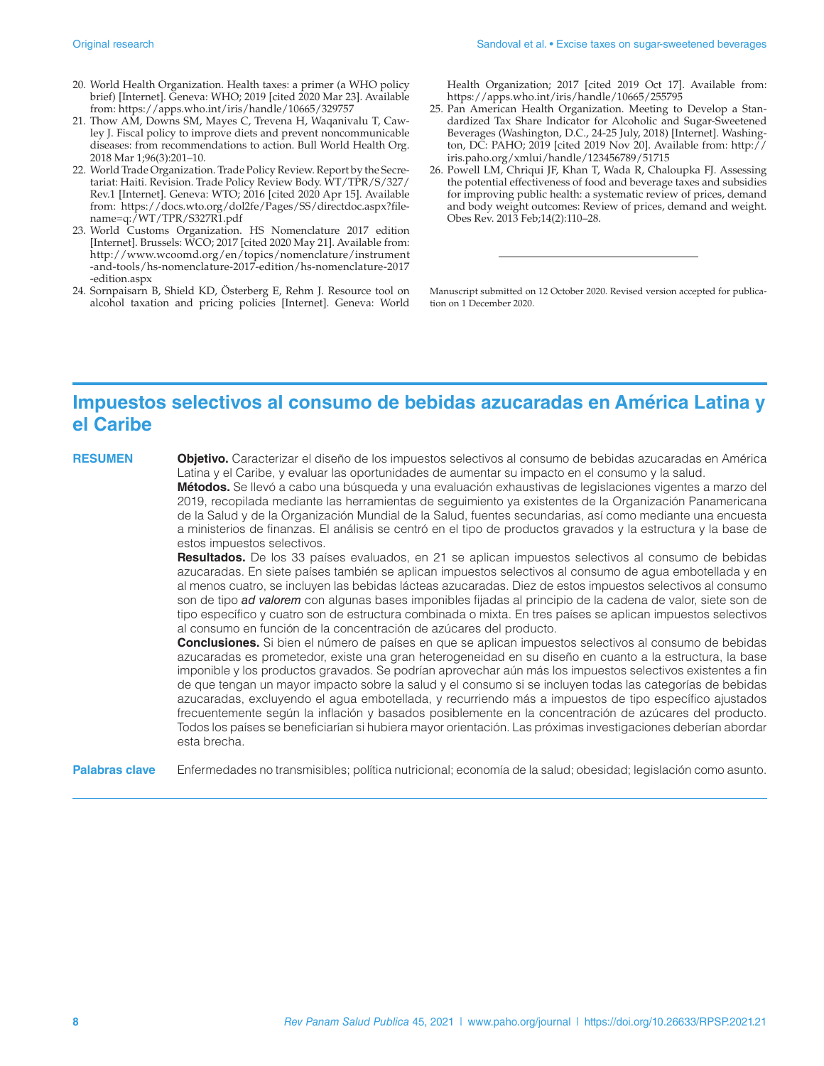20. World Health Organization. Health taxes: a primer (a WHO policy brief) [Internet]. Geneva: WHO; 2019 [cited 2020 Mar 23]. Available from: https://apps.who.int/iris/handle/10665/329757
21. Thow AM, Downs SM, Mayes C, Trevena H, Waqanivalu T, Cawley J. Fiscal policy to improve diets and prevent noncommunicable diseases: from recommendations to action. Bull World Health Org. 2018 Mar 1;96(3):201–10.
22. World Trade Organization. Trade Policy Review. Report by the Secretariat: Haiti. Revision. Trade Policy Review Body. WT/TPR/S/327/Rev.1 [Internet]. Geneva: WTO; 2016 [cited 2020 Apr 15]. Available from: https://docs.wto.org/dol2fe/Pages/SS/directdoc.aspx?filename=q:/WT/TPR/S327R1.pdf
23. World Customs Organization. HS Nomenclature 2017 edition [Internet]. Brussels: WCO; 2017 [cited 2020 May 21]. Available from: http://www.wcoomd.org/en/topics/nomenclature/instrument-and-tools/hs-nomenclature-2017-edition/hs-nomenclature-2017-edition.aspx
24. Sornpaisarn B, Shield KD, Österberg E, Rehm J. Resource tool on alcohol taxation and pricing policies [Internet]. Geneva: World Health Organization; 2017 [cited 2019 Oct 17]. Available from: https://apps.who.int/iris/handle/10665/255795
25. Pan American Health Organization. Meeting to Develop a Standardized Tax Share Indicator for Alcoholic and Sugar-Sweetened Beverages (Washington, D.C., 24-25 July, 2018) [Internet]. Washington, DC: PAHO; 2019 [cited 2019 Nov 20]. Available from: http://iris.paho.org/xmlui/handle/123456789/51715
26. Powell LM, Chriqui JF, Khan T, Wada R, Chaloupka FJ. Assessing the potential effectiveness of food and beverage taxes and subsidies for improving public health: a systematic review of prices, demand and body weight outcomes: Review of prices, demand and weight. Obes Rev. 2013 Feb;14(2):110–28.

---

Manuscript submitted on 12 October 2020. Revised version accepted for publication on 1 December 2020.

# Impuestos selectivos al consumo de bebidas azucaradas en América Latina y el Caribe

**RESUMEN**

**Objetivo.** Caracterizar el diseño de los impuestos selectivos al consumo de bebidas azucaradas en América Latina y el Caribe, y evaluar las oportunidades de aumentar su impacto en el consumo y la salud.

**Métodos.** Se llevó a cabo una búsqueda y una evaluación exhaustivas de legislaciones vigentes a marzo del 2019, recopilada mediante las herramientas de seguimiento ya existentes de la Organización Panamericana de la Salud y de la Organización Mundial de la Salud, fuentes secundarias, así como mediante una encuesta a ministerios de finanzas. El análisis se centró en el tipo de productos gravados y la estructura y la base de estos impuestos selectivos.

**Resultados.** De los 33 países evaluados, en 21 se aplican impuestos selectivos al consumo de bebidas azucaradas. En siete países también se aplican impuestos selectivos al consumo de agua embotellada y en al menos cuatro, se incluyen las bebidas lácteas azucaradas. Diez de estos impuestos selectivos al consumo son de tipo *ad valorem* con algunas bases imponibles fijadas al principio de la cadena de valor, siete son de tipo específico y cuatro son de estructura combinada o mixta. En tres países se aplican impuestos selectivos al consumo en función de la concentración de azúcares del producto.

**Conclusiones.** Si bien el número de países en que se aplican impuestos selectivos al consumo de bebidas azucaradas es prometedor, existe una gran heterogeneidad en su diseño en cuanto a la estructura, la base imponible y los productos gravados. Se podrían aprovechar aún más los impuestos selectivos existentes a fin de que tengan un mayor impacto sobre la salud y el consumo si se incluyen todas las categorías de bebidas azucaradas, excluyendo el agua embotellada, y recurriendo más a impuestos de tipo específico ajustados frecuentemente según la inflación y basados posiblemente en la concentración de azúcares del producto. Todos los países se beneficiarían si hubiera mayor orientación. Las próximas investigaciones deberían abordar esta brecha.

**Palabras clave** Enfermedades no transmisibles; política nutricional; economía de la salud; obesidad; legislación como asunto.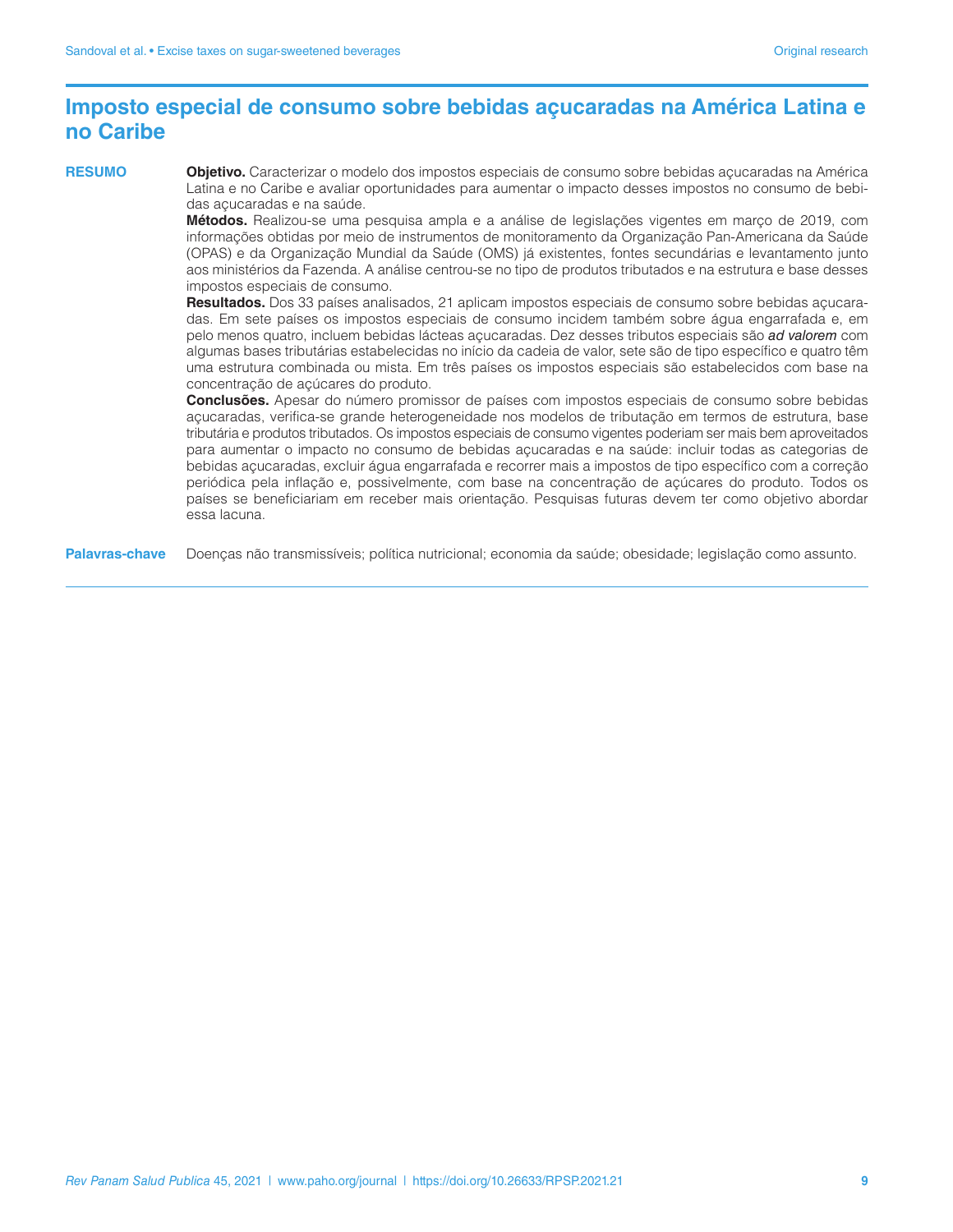# Imposto especial de consumo sobre bebidas açucaradas na América Latina e no Caribe

**RESUMO**

**Objetivo.** Caracterizar o modelo dos impostos especiais de consumo sobre bebidas açucaradas na América Latina e no Caribe e avaliar oportunidades para aumentar o impacto desses impostos no consumo de bebidas açucaradas e na saúde.

**Métodos.** Realizou-se uma pesquisa ampla e a análise de legislações vigentes em março de 2019, com informações obtidas por meio de instrumentos de monitoramento da Organização Pan-Americana da Saúde (OPAS) e da Organização Mundial da Saúde (OMS) já existentes, fontes secundárias e levantamento junto aos ministérios da Fazenda. A análise centrou-se no tipo de produtos tributados e na estrutura e base desses impostos especiais de consumo.

**Resultados.** Dos 33 países analisados, 21 aplicam impostos especiais de consumo sobre bebidas açucaradas. Em sete países os impostos especiais de consumo incidem também sobre água engarrafada e, em pelo menos quatro, incluem bebidas lácteas açucaradas. Dez desses tributos especiais são *ad valorem* com algumas bases tributárias estabelecidas no início da cadeia de valor, sete são de tipo específico e quatro têm uma estrutura combinada ou mista. Em três países os impostos especiais são estabelecidos com base na concentração de açúcares do produto.

**Conclusões.** Apesar do número promissor de países com impostos especiais de consumo sobre bebidas açucaradas, verifica-se grande heterogeneidade nos modelos de tributação em termos de estrutura, base tributária e produtos tributados. Os impostos especiais de consumo vigentes poderiam ser mais bem aproveitados para aumentar o impacto no consumo de bebidas açucaradas e na saúde: incluir todas as categorias de bebidas açucaradas, excluir água engarrafada e recorrer mais a impostos de tipo específico com a correção periódica pela inflação e, possivelmente, com base na concentração de açúcares do produto. Todos os países se beneficiariam em receber mais orientação. Pesquisas futuras devem ter como objetivo abordar essa lacuna.

**Palavras-chave** Doenças não transmissíveis; política nutricional; economia da saúde; obesidade; legislação como assunto.